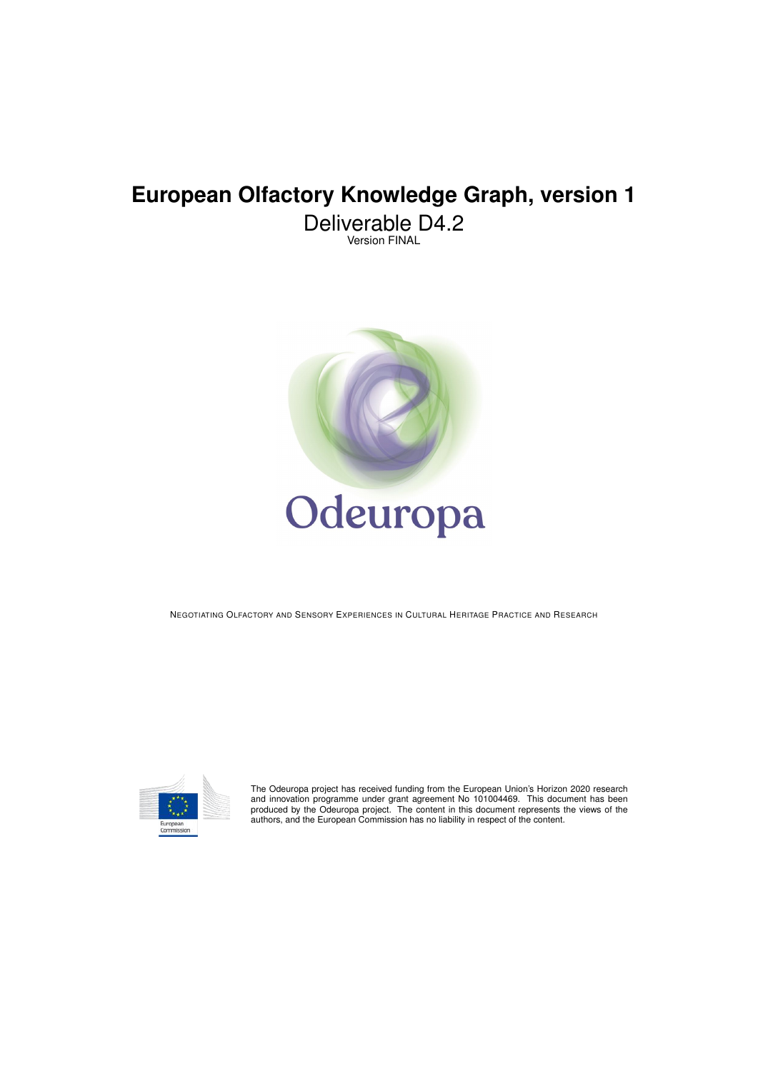# European Olfactory Knowledge Graph, version 1

Deliverable D4.2

Version FINAL

Odeuropa

NEGOTIATING OLFACTORY AND SENSORY EXPERIENCES IN CULTURAL HERITAGE PRACTICE AND RESEARCH

The Odeuropa project has received funding from the European Union's Horizon 2020 research and innovation programme under grant agreement No 101004469. This document has been produced by the Odeuropa project. The content in this document represents the views of the authors, and the European Commission has no liability in respect of the content.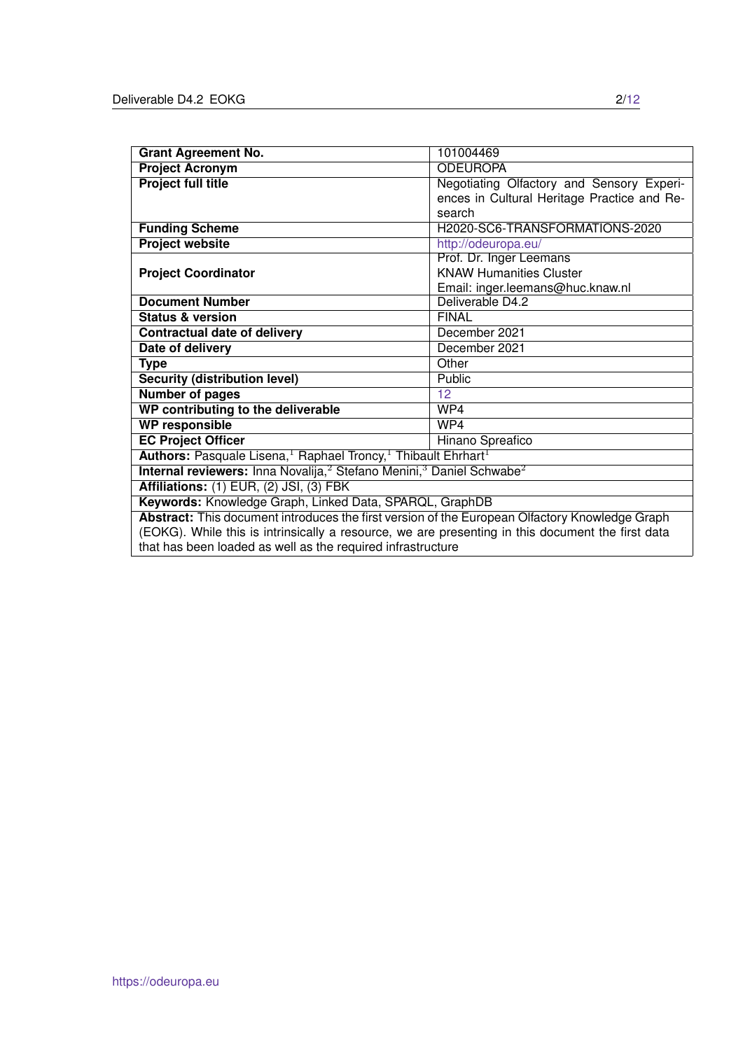| **Grant Agreement No.** | 101004469 |
|---|---|
| **Project Acronym** | ODEUROPA |
| **Project full title** | Negotiating Olfactory and Sensory Experiences in Cultural Heritage Practice and Research |
| **Funding Scheme** | H2020-SC6-TRANSFORMATIONS-2020 |
| **Project website** | http://odeuropa.eu/ |
| **Project Coordinator** | Prof. Dr. Inger Leemans<br>KNAW Humanities Cluster<br>Email: inger.leemans@huc.knaw.nl |
| **Document Number** | Deliverable D4.2 |
| **Status & version** | FINAL |
| **Contractual date of delivery** | December 2021 |
| **Date of delivery** | December 2021 |
| **Type** | Other |
| **Security (distribution level)** | Public |
| **Number of pages** | 12 |
| **WP contributing to the deliverable** | WP4 |
| **WP responsible** | WP4 |
| **EC Project Officer** | Hinano Spreafico |
| **Authors:** Pasquale Lisena,[1] Raphael Troncy,[1] Thibault Ehrhart[1] | |
| **Internal reviewers:** Inna Novalija,[2] Stefano Menini,[3] Daniel Schwabe[2] | |
| **Affiliations:** (1) EUR, (2) JSI, (3) FBK | |
| **Keywords:** Knowledge Graph, Linked Data, SPARQL, GraphDB | |
| **Abstract:** This document introduces the first version of the European Olfactory Knowledge Graph (EOKG). While this is intrinsically a resource, we are presenting in this document the first data that has been loaded as well as the required infrastructure | |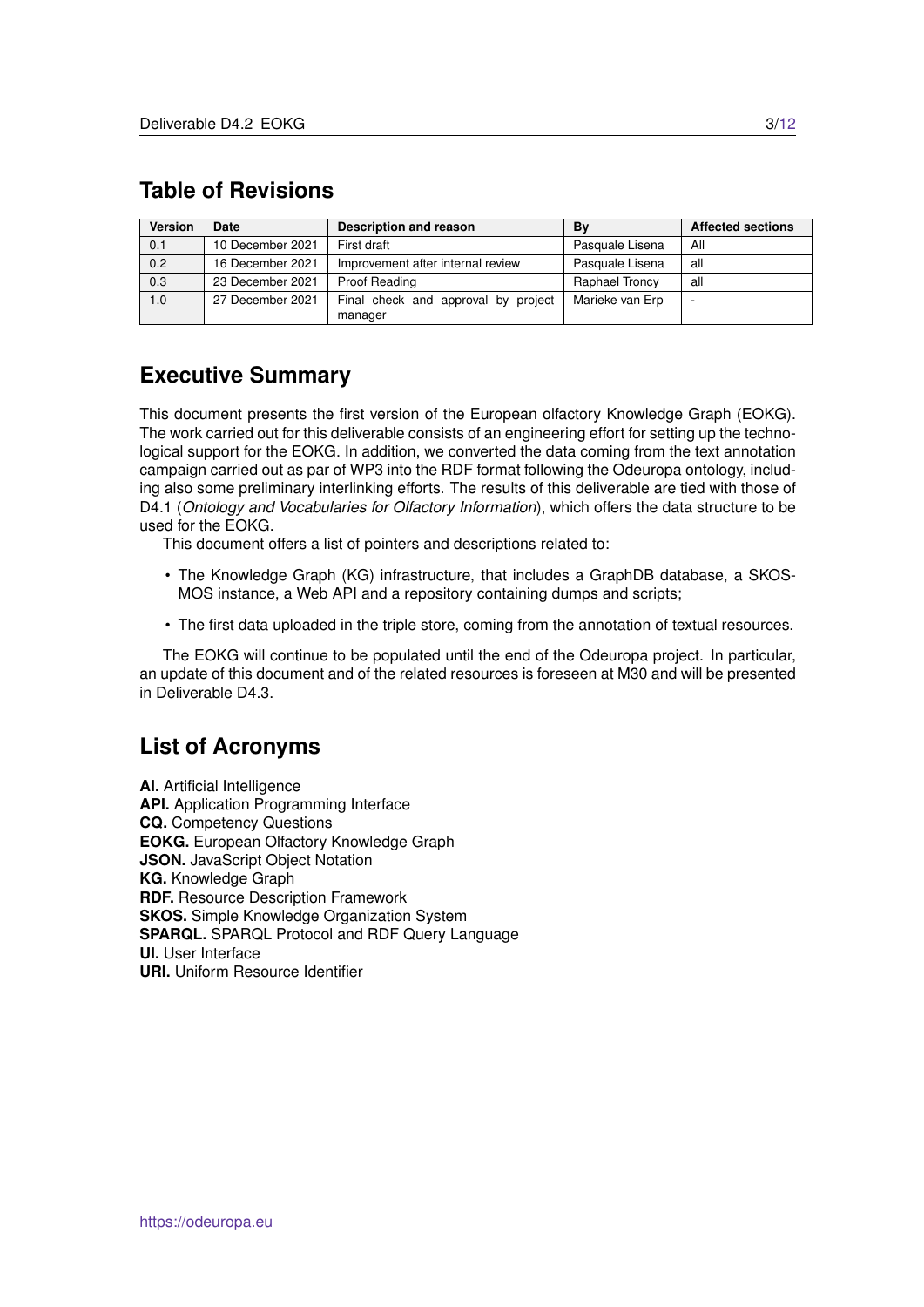## Table of Revisions

| Version | Date | Description and reason | By | Affected sections |
|---|---|---|---|---|
| 0.1 | 10 December 2021 | First draft | Pasquale Lisena | All |
| 0.2 | 16 December 2021 | Improvement after internal review | Pasquale Lisena | all |
| 0.3 | 23 December 2021 | Proof Reading | Raphael Troncy | all |
| 1.0 | 27 December 2021 | Final check and approval by project manager | Marieke van Erp | - |

## Executive Summary

This document presents the first version of the European olfactory Knowledge Graph (EOKG). The work carried out for this deliverable consists of an engineering effort for setting up the technological support for the EOKG. In addition, we converted the data coming from the text annotation campaign carried out as par of WP3 into the RDF format following the Odeuropa ontology, including also some preliminary interlinking efforts. The results of this deliverable are tied with those of D4.1 (*Ontology and Vocabularies for Olfactory Information*), which offers the data structure to be used for the EOKG.

This document offers a list of pointers and descriptions related to:

- The Knowledge Graph (KG) infrastructure, that includes a GraphDB database, a SKOS-MOS instance, a Web API and a repository containing dumps and scripts;
- The first data uploaded in the triple store, coming from the annotation of textual resources.

The EOKG will continue to be populated until the end of the Odeuropa project. In particular, an update of this document and of the related resources is foreseen at M30 and will be presented in Deliverable D4.3.

## List of Acronyms

**AI.** Artificial Intelligence
**API.** Application Programming Interface
**CQ.** Competency Questions
**EOKG.** European Olfactory Knowledge Graph
**JSON.** JavaScript Object Notation
**KG.** Knowledge Graph
**RDF.** Resource Description Framework
**SKOS.** Simple Knowledge Organization System
**SPARQL.** SPARQL Protocol and RDF Query Language
**UI.** User Interface
**URI.** Uniform Resource Identifier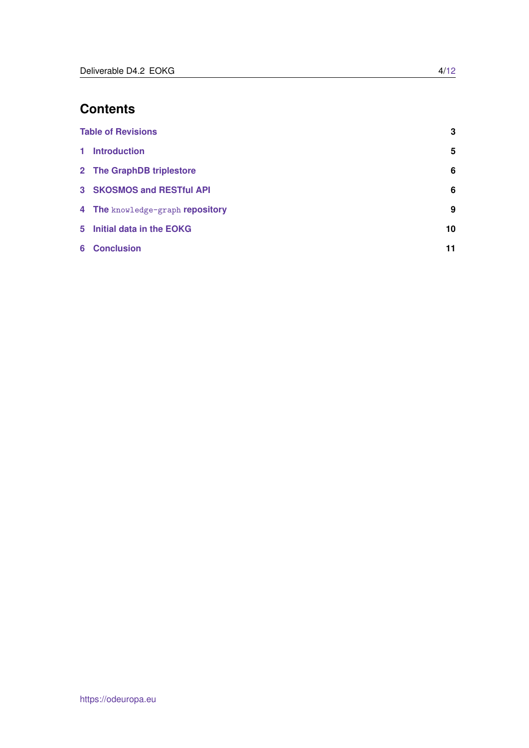# Contents

| | |
|---|---|
| Table of Revisions | 3 |
| 1 Introduction | 5 |
| 2 The GraphDB triplestore | 6 |
| 3 SKOSMOS and RESTful API | 6 |
| 4 The `knowledge-graph` repository | 9 |
| 5 Initial data in the EOKG | 10 |
| 6 Conclusion | 11 |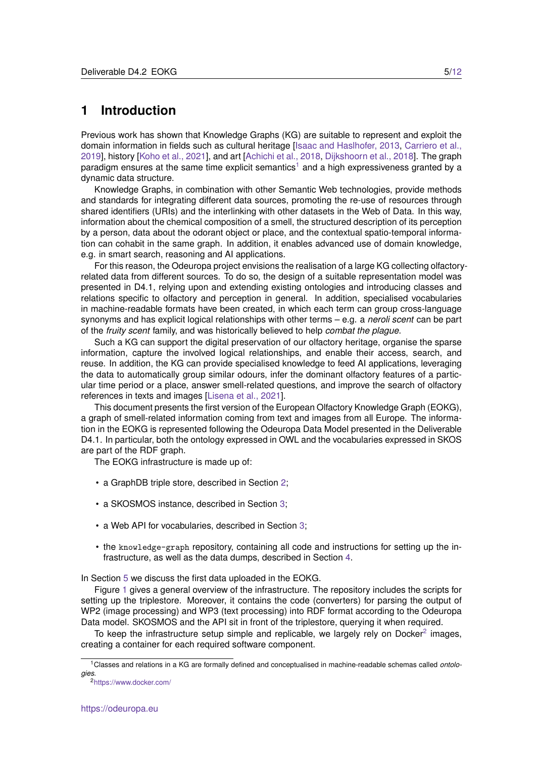# 1 Introduction

Previous work has shown that Knowledge Graphs (KG) are suitable to represent and exploit the domain information in fields such as cultural heritage [Isaac and Haslhofer, 2013, Carriero et al., 2019], history [Koho et al., 2021], and art [Achichi et al., 2018, Dijkshoorn et al., 2018]. The graph paradigm ensures at the same time explicit semantics[1] and a high expressiveness granted by a dynamic data structure.

Knowledge Graphs, in combination with other Semantic Web technologies, provide methods and standards for integrating different data sources, promoting the re-use of resources through shared identifiers (URIs) and the interlinking with other datasets in the Web of Data. In this way, information about the chemical composition of a smell, the structured description of its perception by a person, data about the odorant object or place, and the contextual spatio-temporal information can cohabit in the same graph. In addition, it enables advanced use of domain knowledge, e.g. in smart search, reasoning and AI applications.

For this reason, the Odeuropa project envisions the realisation of a large KG collecting olfactory-related data from different sources. To do so, the design of a suitable representation model was presented in D4.1, relying upon and extending existing ontologies and introducing classes and relations specific to olfactory and perception in general. In addition, specialised vocabularies in machine-readable formats have been created, in which each term can group cross-language synonyms and has explicit logical relationships with other terms – e.g. a *neroli scent* can be part of the *fruity scent* family, and was historically believed to help *combat the plague*.

Such a KG can support the digital preservation of our olfactory heritage, organise the sparse information, capture the involved logical relationships, and enable their access, search, and reuse. In addition, the KG can provide specialised knowledge to feed AI applications, leveraging the data to automatically group similar odours, infer the dominant olfactory features of a particular time period or a place, answer smell-related questions, and improve the search of olfactory references in texts and images [Lisena et al., 2021].

This document presents the first version of the European Olfactory Knowledge Graph (EOKG), a graph of smell-related information coming from text and images from all Europe. The information in the EOKG is represented following the Odeuropa Data Model presented in the Deliverable D4.1. In particular, both the ontology expressed in OWL and the vocabularies expressed in SKOS are part of the RDF graph.

The EOKG infrastructure is made up of:

- a GraphDB triple store, described in Section 2;
- a SKOSMOS instance, described in Section 3;
- a Web API for vocabularies, described in Section 3;
- the `knowledge-graph` repository, containing all code and instructions for setting up the infrastructure, as well as the data dumps, described in Section 4.

In Section 5 we discuss the first data uploaded in the EOKG.

Figure 1 gives a general overview of the infrastructure. The repository includes the scripts for setting up the triplestore. Moreover, it contains the code (converters) for parsing the output of WP2 (image processing) and WP3 (text processing) into RDF format according to the Odeuropa Data model. SKOSMOS and the API sit in front of the triplestore, querying it when required.

To keep the infrastructure setup simple and replicable, we largely rely on Docker[2] images, creating a container for each required software component.

---

[1] Classes and relations in a KG are formally defined and conceptualised in machine-readable schemas called *ontologies*.

[2] https://www.docker.com/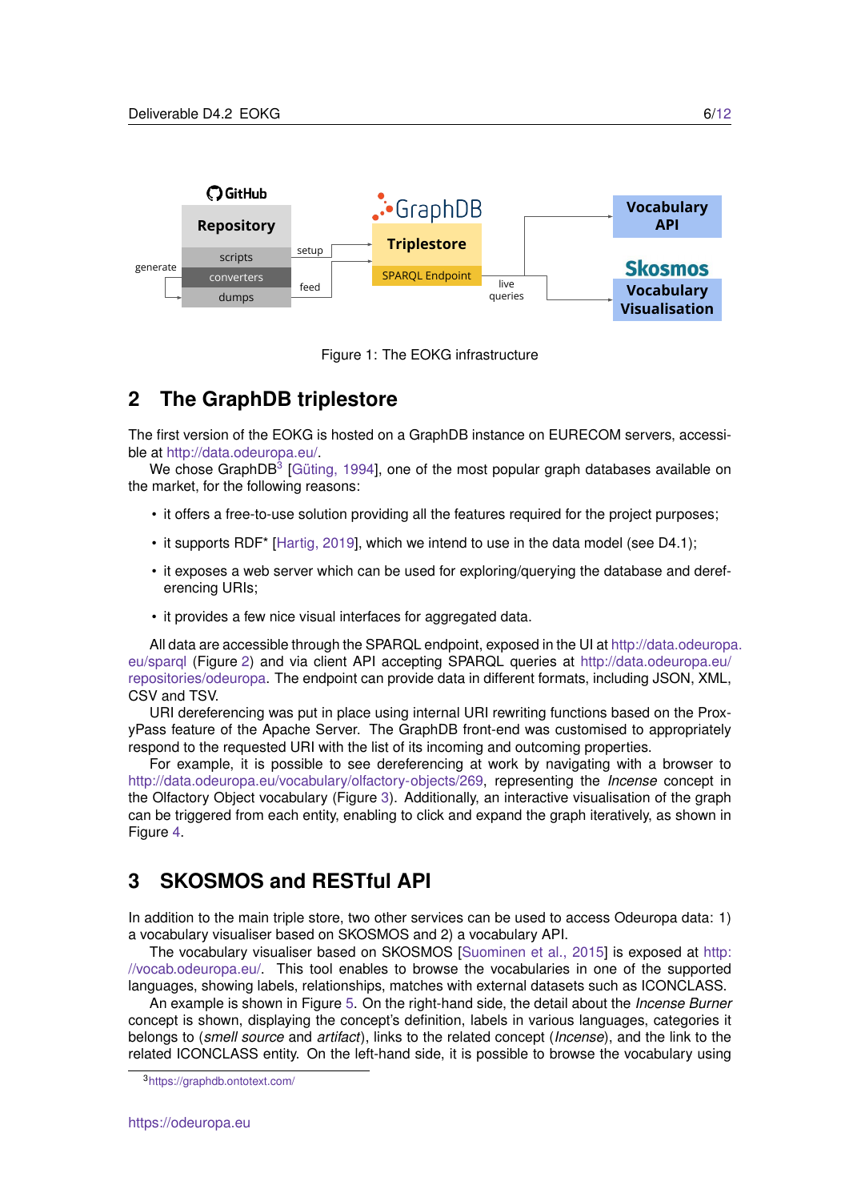Figure 1: The EOKG infrastructure

## 2 The GraphDB triplestore

The first version of the EOKG is hosted on a GraphDB instance on EURECOM servers, accessible at http://data.odeuropa.eu/.

We chose GraphDB[3] [Güting, 1994], one of the most popular graph databases available on the market, for the following reasons:

- it offers a free-to-use solution providing all the features required for the project purposes;
- it supports RDF* [Hartig, 2019], which we intend to use in the data model (see D4.1);
- it exposes a web server which can be used for exploring/querying the database and dereferencing URIs;
- it provides a few nice visual interfaces for aggregated data.

All data are accessible through the SPARQL endpoint, exposed in the UI at http://data.odeuropa.eu/sparql (Figure 2) and via client API accepting SPARQL queries at http://data.odeuropa.eu/repositories/odeuropa. The endpoint can provide data in different formats, including JSON, XML, CSV and TSV.

URI dereferencing was put in place using internal URI rewriting functions based on the ProxyPass feature of the Apache Server. The GraphDB front-end was customised to appropriately respond to the requested URI with the list of its incoming and outcoming properties.

For example, it is possible to see dereferencing at work by navigating with a browser to http://data.odeuropa.eu/vocabulary/olfactory-objects/269, representing the *Incense* concept in the Olfactory Object vocabulary (Figure 3). Additionally, an interactive visualisation of the graph can be triggered from each entity, enabling to click and expand the graph iteratively, as shown in Figure 4.

## 3 SKOSMOS and RESTful API

In addition to the main triple store, two other services can be used to access Odeuropa data: 1) a vocabulary visualiser based on SKOSMOS and 2) a vocabulary API.

The vocabulary visualiser based on SKOSMOS [Suominen et al., 2015] is exposed at http://vocab.odeuropa.eu/. This tool enables to browse the vocabularies in one of the supported languages, showing labels, relationships, matches with external datasets such as ICONCLASS.

An example is shown in Figure 5. On the right-hand side, the detail about the *Incense Burner* concept is shown, displaying the concept's definition, labels in various languages, categories it belongs to (*smell source* and *artifact*), links to the related concept (*Incense*), and the link to the related ICONCLASS entity. On the left-hand side, it is possible to browse the vocabulary using

[3] https://graphdb.ontotext.com/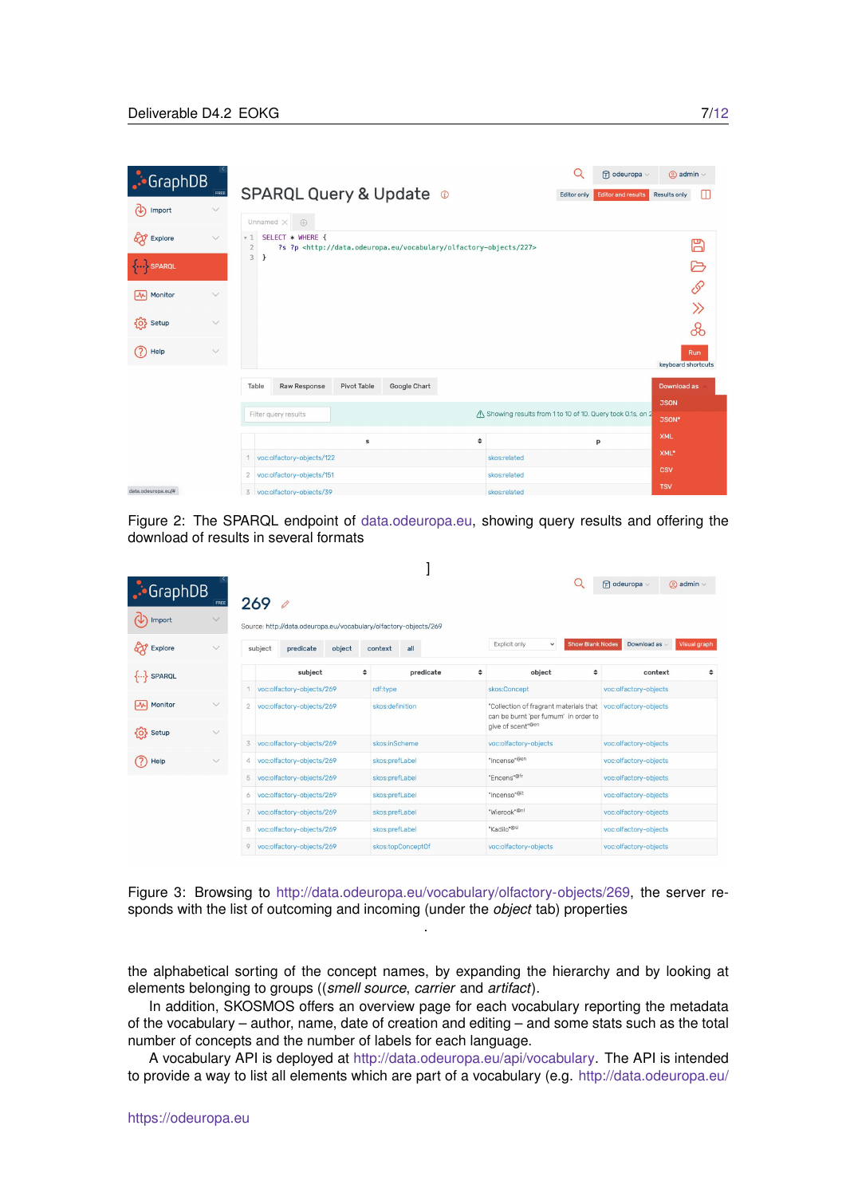Figure 2: The SPARQL endpoint of data.odeuropa.eu, showing query results and offering the download of results in several formats

]

Figure 3: Browsing to http://data.odeuropa.eu/vocabulary/olfactory-objects/269, the server responds with the list of outcoming and incoming (under the *object* tab) properties

.

the alphabetical sorting of the concept names, by expanding the hierarchy and by looking at elements belonging to groups ((*smell source*, *carrier* and *artifact*).

In addition, SKOSMOS offers an overview page for each vocabulary reporting the metadata of the vocabulary – author, name, date of creation and editing – and some stats such as the total number of concepts and the number of labels for each language.

A vocabulary API is deployed at http://data.odeuropa.eu/api/vocabulary. The API is intended to provide a way to list all elements which are part of a vocabulary (e.g. http://data.odeuropa.eu/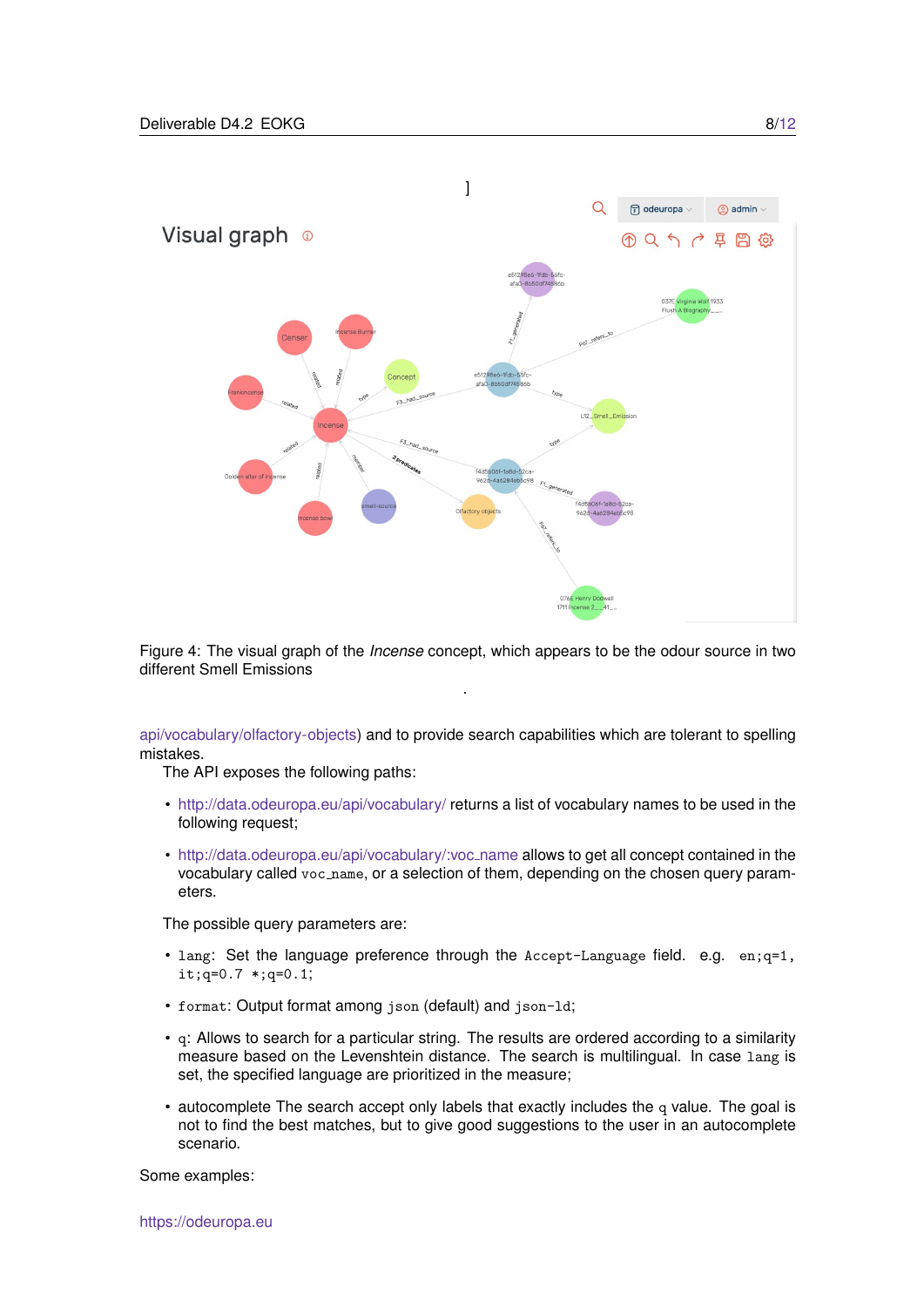]

Figure 4: The visual graph of the *Incense* concept, which appears to be the odour source in two different Smell Emissions

api/vocabulary/olfactory-objects) and to provide search capabilities which are tolerant to spelling mistakes.

The API exposes the following paths:

- http://data.odeuropa.eu/api/vocabulary/ returns a list of vocabulary names to be used in the following request;
- http://data.odeuropa.eu/api/vocabulary/:voc_name allows to get all concept contained in the vocabulary called `voc_name`, or a selection of them, depending on the chosen query parameters.

The possible query parameters are:

- `lang`: Set the language preference through the `Accept-Language` field. e.g. `en;q=1, it;q=0.7 *;q=0.1`;
- `format`: Output format among `json` (default) and `json-ld`;
- `q`: Allows to search for a particular string. The results are ordered according to a similarity measure based on the Levenshtein distance. The search is multilingual. In case `lang` is set, the specified language are prioritized in the measure;
- autocomplete The search accept only labels that exactly includes the `q` value. The goal is not to find the best matches, but to give good suggestions to the user in an autocomplete scenario.

Some examples: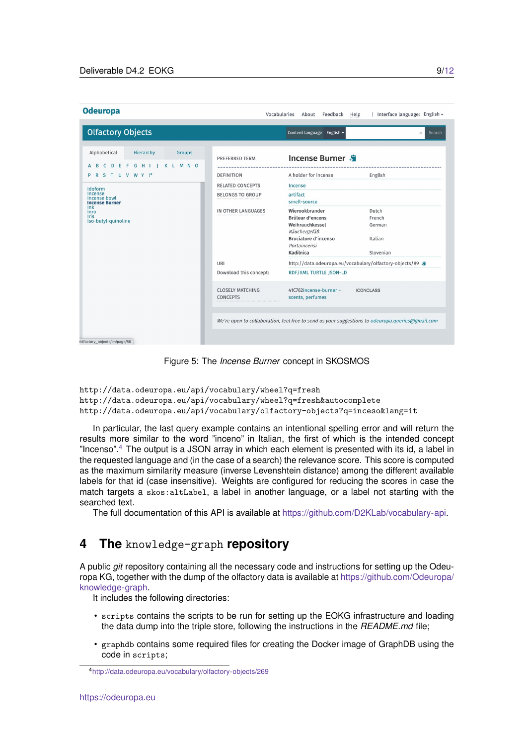Figure 5: The *Incense Burner* concept in SKOSMOS

```
http://data.odeuropa.eu/api/vocabulary/wheel?q=fresh
http://data.odeuropa.eu/api/vocabulary/wheel?q=fresh&autocomplete
http://data.odeuropa.eu/api/vocabulary/olfactory-objects?q=inceso&lang=it
```

In particular, the last query example contains an intentional spelling error and will return the results more similar to the word "inceno" in Italian, the first of which is the intended concept "Incenso".[4] The output is a JSON array in which each element is presented with its id, a label in the requested language and (in the case of a search) the relevance score. This score is computed as the maximum similarity measure (inverse Levenshtein distance) among the different available labels for that id (case insensitive). Weights are configured for reducing the scores in case the match targets a `skos:altLabel`, a label in another language, or a label not starting with the searched text.

The full documentation of this API is available at https://github.com/D2KLab/vocabulary-api.

# 4 The `knowledge-graph` repository

A public *git* repository containing all the necessary code and instructions for setting up the Odeuropa KG, together with the dump of the olfactory data is available at https://github.com/Odeuropa/knowledge-graph.

It includes the following directories:

- `scripts` contains the scripts to be run for setting up the EOKG infrastructure and loading the data dump into the triple store, following the instructions in the *README.md* file;
- `graphdb` contains some required files for creating the Docker image of GraphDB using the code in `scripts`;

[4] http://data.odeuropa.eu/vocabulary/olfactory-objects/269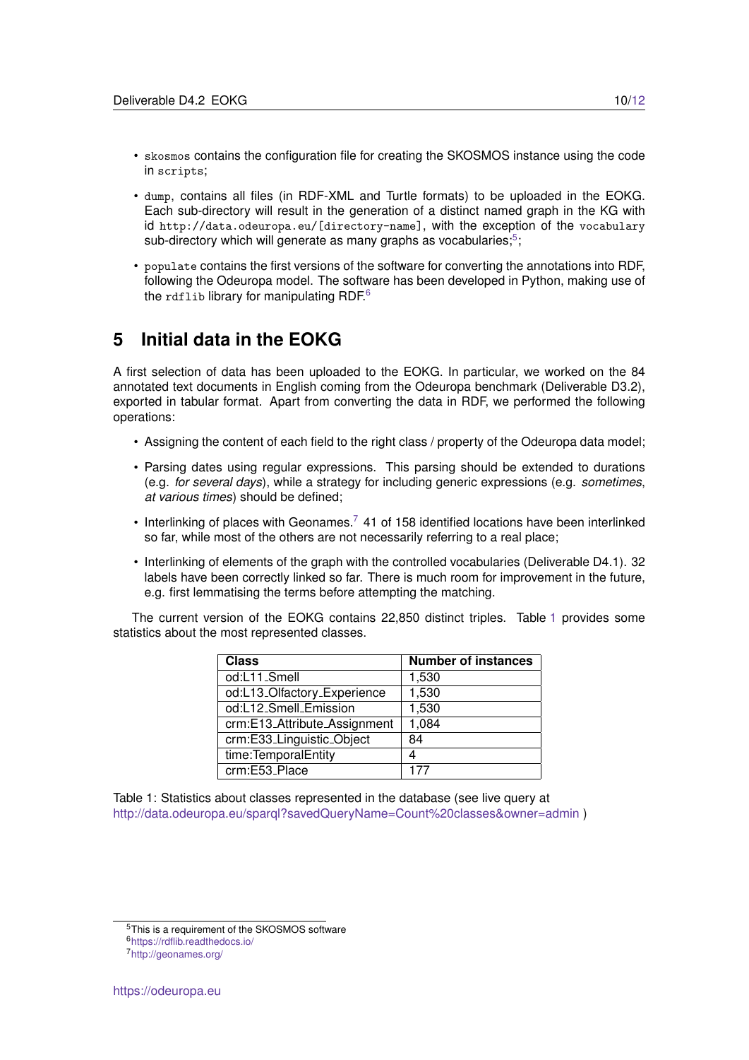- `skosmos` contains the configuration file for creating the SKOSMOS instance using the code in `scripts`;
- `dump`, contains all files (in RDF-XML and Turtle formats) to be uploaded in the EOKG. Each sub-directory will result in the generation of a distinct named graph in the KG with id `http://data.odeuropa.eu/[directory-name]`, with the exception of the `vocabulary` sub-directory which will generate as many graphs as vocabularies;[5];
- `populate` contains the first versions of the software for converting the annotations into RDF, following the Odeuropa model. The software has been developed in Python, making use of the `rdflib` library for manipulating RDF.[6]

# 5 Initial data in the EOKG

A first selection of data has been uploaded to the EOKG. In particular, we worked on the 84 annotated text documents in English coming from the Odeuropa benchmark (Deliverable D3.2), exported in tabular format. Apart from converting the data in RDF, we performed the following operations:

- Assigning the content of each field to the right class / property of the Odeuropa data model;
- Parsing dates using regular expressions. This parsing should be extended to durations (e.g. *for several days*), while a strategy for including generic expressions (e.g. *sometimes*, *at various times*) should be defined;
- Interlinking of places with Geonames.[7] 41 of 158 identified locations have been interlinked so far, while most of the others are not necessarily referring to a real place;
- Interlinking of elements of the graph with the controlled vocabularies (Deliverable D4.1). 32 labels have been correctly linked so far. There is much room for improvement in the future, e.g. first lemmatising the terms before attempting the matching.

The current version of the EOKG contains 22,850 distinct triples. Table 1 provides some statistics about the most represented classes.

| Class | Number of instances |
|---|---|
| od:L11_Smell | 1,530 |
| od:L13_Olfactory_Experience | 1,530 |
| od:L12_Smell_Emission | 1,530 |
| crm:E13_Attribute_Assignment | 1,084 |
| crm:E33_Linguistic_Object | 84 |
| time:TemporalEntity | 4 |
| crm:E53_Place | 177 |

Table 1: Statistics about classes represented in the database (see live query at http://data.odeuropa.eu/sparql?savedQueryName=Count%20classes&owner=admin )

[5] This is a requirement of the SKOSMOS software

[6] https://rdflib.readthedocs.io/

[7] http://geonames.org/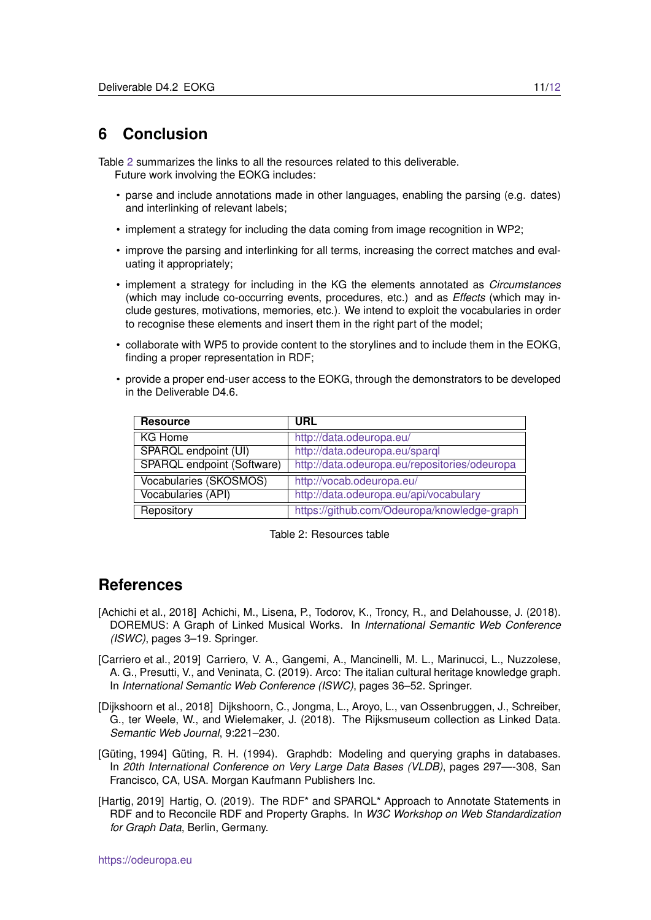# 6 Conclusion

Table 2 summarizes the links to all the resources related to this deliverable.

Future work involving the EOKG includes:

- parse and include annotations made in other languages, enabling the parsing (e.g. dates) and interlinking of relevant labels;
- implement a strategy for including the data coming from image recognition in WP2;
- improve the parsing and interlinking for all terms, increasing the correct matches and evaluating it appropriately;
- implement a strategy for including in the KG the elements annotated as *Circumstances* (which may include co-occurring events, procedures, etc.) and as *Effects* (which may include gestures, motivations, memories, etc.). We intend to exploit the vocabularies in order to recognise these elements and insert them in the right part of the model;
- collaborate with WP5 to provide content to the storylines and to include them in the EOKG, finding a proper representation in RDF;
- provide a proper end-user access to the EOKG, through the demonstrators to be developed in the Deliverable D4.6.

| Resource | URL |
|---|---|
| KG Home | http://data.odeuropa.eu/ |
| SPARQL endpoint (UI) | http://data.odeuropa.eu/sparql |
| SPARQL endpoint (Software) | http://data.odeuropa.eu/repositories/odeuropa |
| Vocabularies (SKOSMOS) | http://vocab.odeuropa.eu/ |
| Vocabularies (API) | http://data.odeuropa.eu/api/vocabulary |
| Repository | https://github.com/Odeuropa/knowledge-graph |

Table 2: Resources table

# References

[Achichi et al., 2018] Achichi, M., Lisena, P., Todorov, K., Troncy, R., and Delahousse, J. (2018). DOREMUS: A Graph of Linked Musical Works. In *International Semantic Web Conference (ISWC)*, pages 3–19. Springer.

[Carriero et al., 2019] Carriero, V. A., Gangemi, A., Mancinelli, M. L., Marinucci, L., Nuzzolese, A. G., Presutti, V., and Veninata, C. (2019). Arco: The italian cultural heritage knowledge graph. In *International Semantic Web Conference (ISWC)*, pages 36–52. Springer.

[Dijkshoorn et al., 2018] Dijkshoorn, C., Jongma, L., Aroyo, L., van Ossenbruggen, J., Schreiber, G., ter Weele, W., and Wielemaker, J. (2018). The Rijksmuseum collection as Linked Data. *Semantic Web Journal*, 9:221–230.

[Güting, 1994] Güting, R. H. (1994). Graphdb: Modeling and querying graphs in databases. In *20th International Conference on Very Large Data Bases (VLDB)*, pages 297—-308, San Francisco, CA, USA. Morgan Kaufmann Publishers Inc.

[Hartig, 2019] Hartig, O. (2019). The RDF* and SPARQL* Approach to Annotate Statements in RDF and to Reconcile RDF and Property Graphs. In *W3C Workshop on Web Standardization for Graph Data*, Berlin, Germany.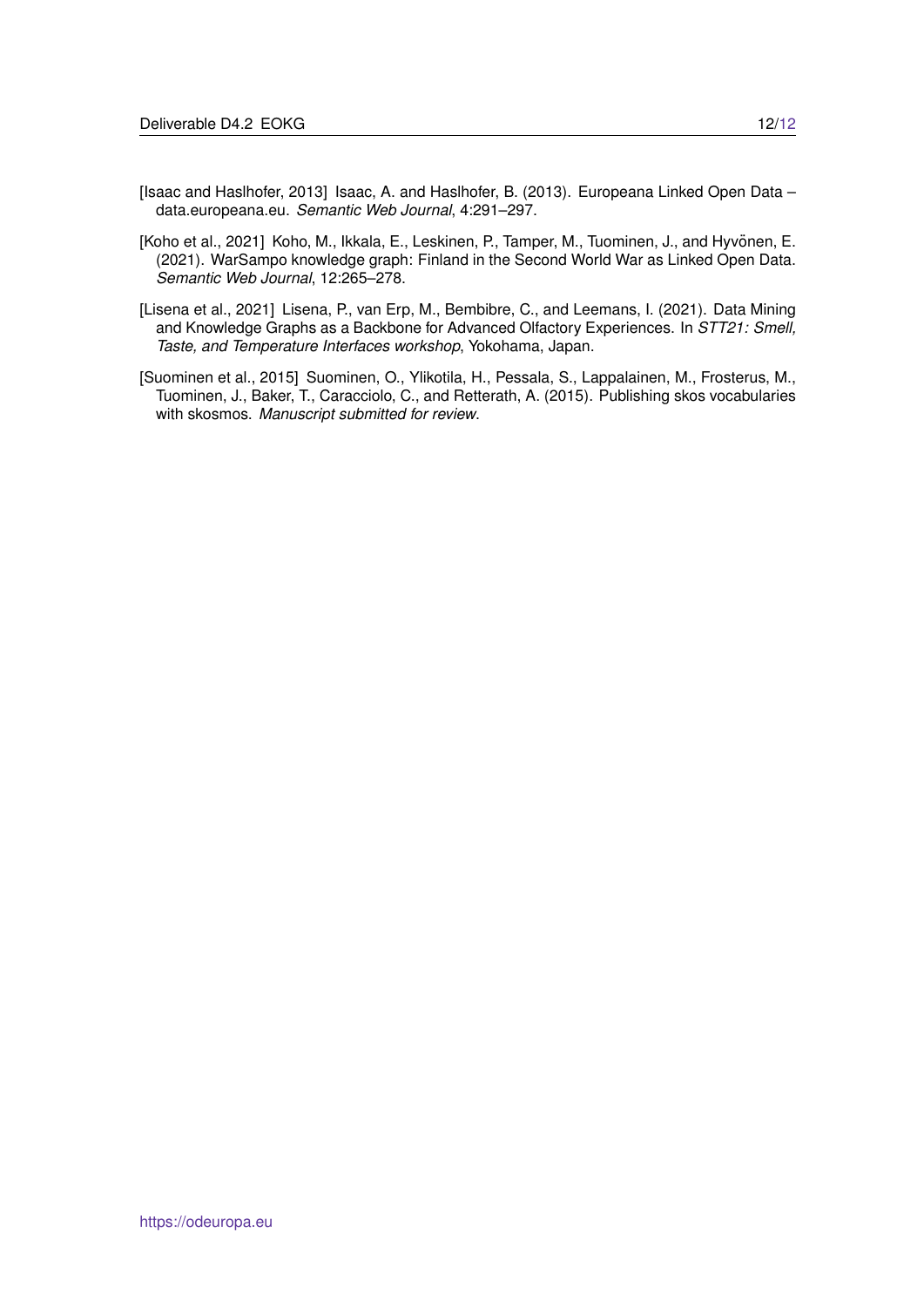[Isaac and Haslhofer, 2013] Isaac, A. and Haslhofer, B. (2013). Europeana Linked Open Data – data.europeana.eu. *Semantic Web Journal*, 4:291–297.

[Koho et al., 2021] Koho, M., Ikkala, E., Leskinen, P., Tamper, M., Tuominen, J., and Hyvönen, E. (2021). WarSampo knowledge graph: Finland in the Second World War as Linked Open Data. *Semantic Web Journal*, 12:265–278.

[Lisena et al., 2021] Lisena, P., van Erp, M., Bembibre, C., and Leemans, I. (2021). Data Mining and Knowledge Graphs as a Backbone for Advanced Olfactory Experiences. In *STT21: Smell, Taste, and Temperature Interfaces workshop*, Yokohama, Japan.

[Suominen et al., 2015] Suominen, O., Ylikotila, H., Pessala, S., Lappalainen, M., Frosterus, M., Tuominen, J., Baker, T., Caracciolo, C., and Retterath, A. (2015). Publishing skos vocabularies with skosmos. *Manuscript submitted for review*.